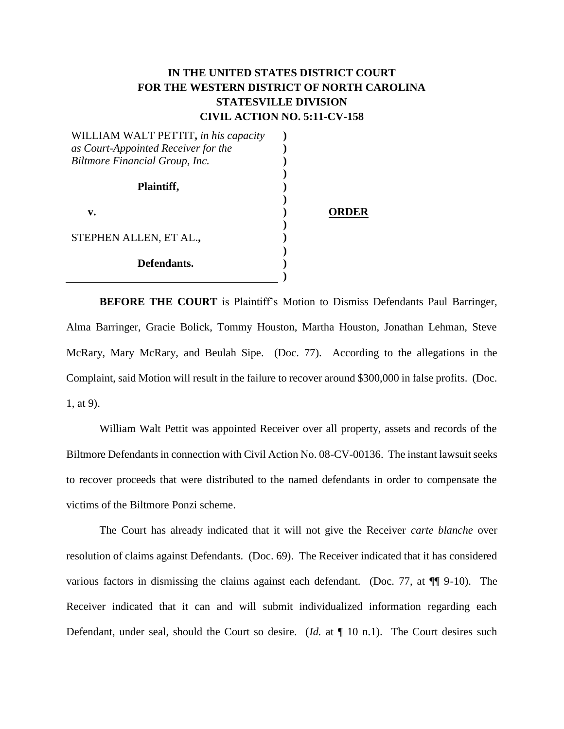**IN THE UNITED STATES DISTRICT COURT**
**FOR THE WESTERN DISTRICT OF NORTH CAROLINA**
**STATESVILLE DIVISION**
**CIVIL ACTION NO. 5:11-CV-158**

WILLIAM WALT PETTIT, *in his capacity as Court-Appointed Receiver for the Biltmore Financial Group, Inc.*

**Plaintiff,**

**v.**

STEPHEN ALLEN, ET AL.,

**Defendants.**

**ORDER**

**BEFORE THE COURT** is Plaintiff's Motion to Dismiss Defendants Paul Barringer, Alma Barringer, Gracie Bolick, Tommy Houston, Martha Houston, Jonathan Lehman, Steve McRary, Mary McRary, and Beulah Sipe. (Doc. 77). According to the allegations in the Complaint, said Motion will result in the failure to recover around $300,000 in false profits. (Doc. 1, at 9).

William Walt Pettit was appointed Receiver over all property, assets and records of the Biltmore Defendants in connection with Civil Action No. 08-CV-00136. The instant lawsuit seeks to recover proceeds that were distributed to the named defendants in order to compensate the victims of the Biltmore Ponzi scheme.

The Court has already indicated that it will not give the Receiver *carte blanche* over resolution of claims against Defendants. (Doc. 69). The Receiver indicated that it has considered various factors in dismissing the claims against each defendant. (Doc. 77, at ¶¶ 9-10). The Receiver indicated that it can and will submit individualized information regarding each Defendant, under seal, should the Court so desire. (*Id.* at ¶ 10 n.1). The Court desires such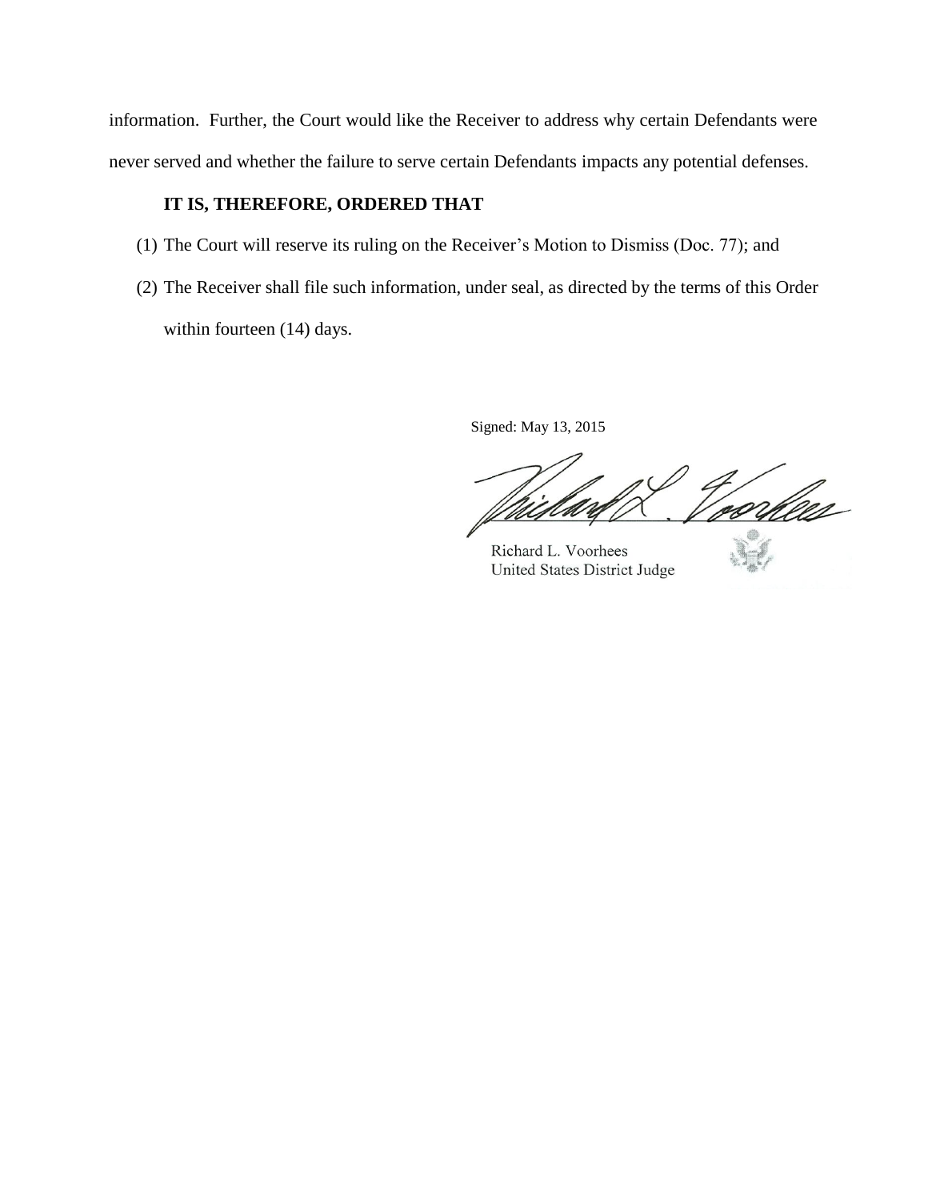information. Further, the Court would like the Receiver to address why certain Defendants were never served and whether the failure to serve certain Defendants impacts any potential defenses.

**IT IS, THEREFORE, ORDERED THAT**

(1) The Court will reserve its ruling on the Receiver's Motion to Dismiss (Doc. 77); and

(2) The Receiver shall file such information, under seal, as directed by the terms of this Order within fourteen (14) days.

Signed: May 13, 2015

Richard L. Voorhees
United States District Judge